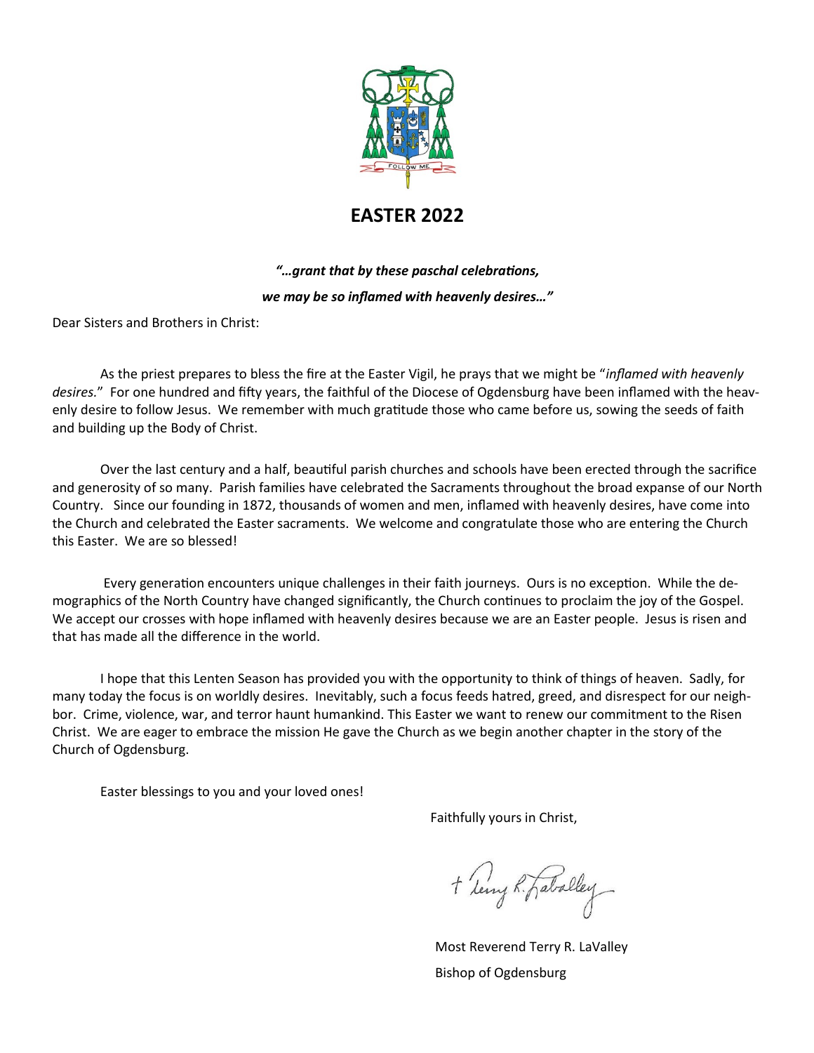# EASTER 2022

***"…grant that by these paschal celebrations,***

***we may be so inflamed with heavenly desires…"***

Dear Sisters and Brothers in Christ:

As the priest prepares to bless the fire at the Easter Vigil, he prays that we might be "*inflamed with heavenly desires*." For one hundred and fifty years, the faithful of the Diocese of Ogdensburg have been inflamed with the heavenly desire to follow Jesus. We remember with much gratitude those who came before us, sowing the seeds of faith and building up the Body of Christ.

Over the last century and a half, beautiful parish churches and schools have been erected through the sacrifice and generosity of so many. Parish families have celebrated the Sacraments throughout the broad expanse of our North Country. Since our founding in 1872, thousands of women and men, inflamed with heavenly desires, have come into the Church and celebrated the Easter sacraments. We welcome and congratulate those who are entering the Church this Easter. We are so blessed!

Every generation encounters unique challenges in their faith journeys. Ours is no exception. While the demographics of the North Country have changed significantly, the Church continues to proclaim the joy of the Gospel. We accept our crosses with hope inflamed with heavenly desires because we are an Easter people. Jesus is risen and that has made all the difference in the world.

I hope that this Lenten Season has provided you with the opportunity to think of things of heaven. Sadly, for many today the focus is on worldly desires. Inevitably, such a focus feeds hatred, greed, and disrespect for our neighbor. Crime, violence, war, and terror haunt humankind. This Easter we want to renew our commitment to the Risen Christ. We are eager to embrace the mission He gave the Church as we begin another chapter in the story of the Church of Ogdensburg.

Easter blessings to you and your loved ones!

Faithfully yours in Christ,

+ Terry R. LaValley

Most Reverend Terry R. LaValley

Bishop of Ogdensburg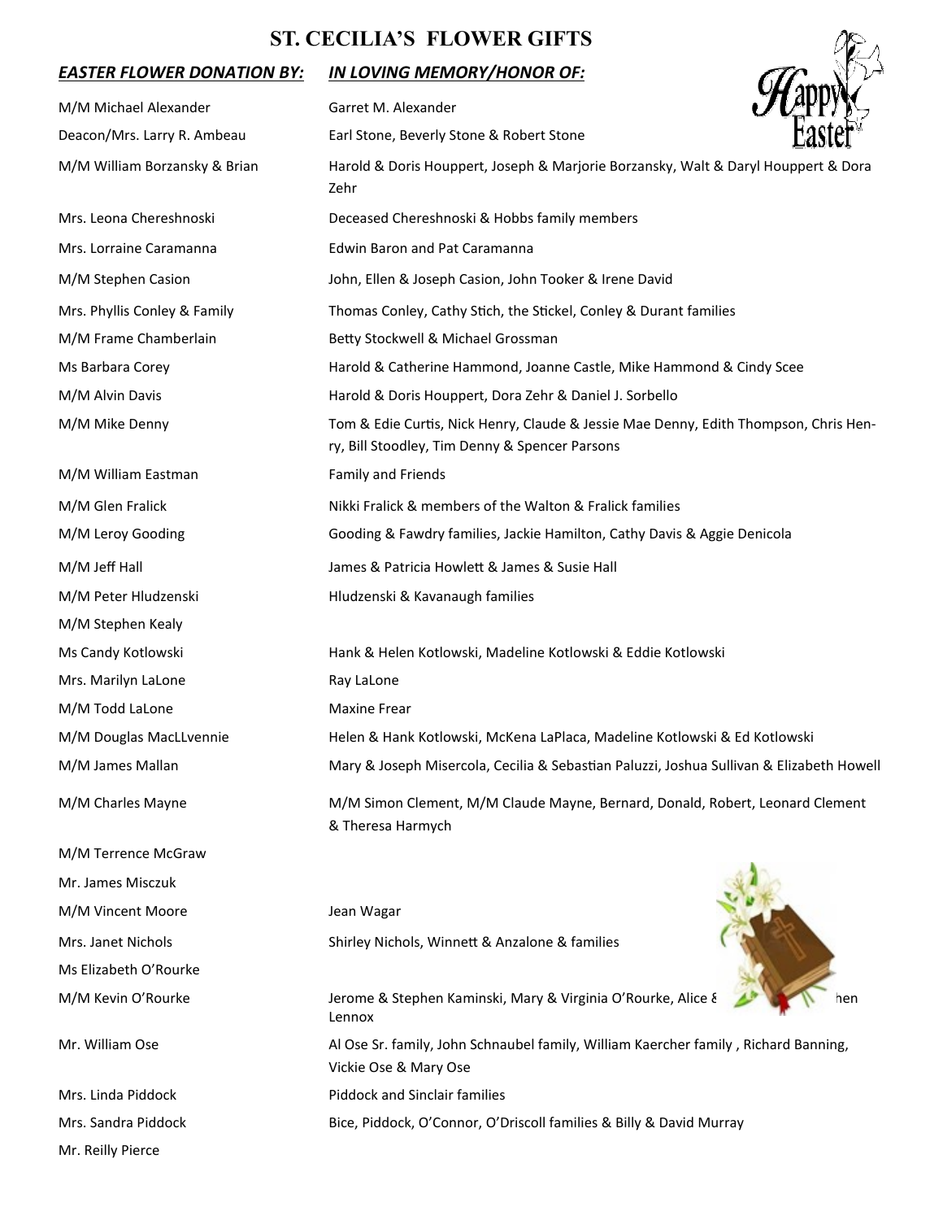# ST. CECILIA'S FLOWER GIFTS

| ***EASTER FLOWER DONATION BY:*** | ***IN LOVING MEMORY/HONOR OF:*** |
|---|---|
| M/M Michael Alexander | Garret M. Alexander |
| Deacon/Mrs. Larry R. Ambeau | Earl Stone, Beverly Stone & Robert Stone |
| M/M William Borzansky & Brian | Harold & Doris Houppert, Joseph & Marjorie Borzansky, Walt & Daryl Houppert & Dora Zehr |
| Mrs. Leona Chereshnoski | Deceased Chereshnoski & Hobbs family members |
| Mrs. Lorraine Caramanna | Edwin Baron and Pat Caramanna |
| M/M Stephen Casion | John, Ellen & Joseph Casion, John Tooker & Irene David |
| Mrs. Phyllis Conley & Family | Thomas Conley, Cathy Stich, the Stickel, Conley & Durant families |
| M/M Frame Chamberlain | Betty Stockwell & Michael Grossman |
| Ms Barbara Corey | Harold & Catherine Hammond, Joanne Castle, Mike Hammond & Cindy Scee |
| M/M Alvin Davis | Harold & Doris Houppert, Dora Zehr & Daniel J. Sorbello |
| M/M Mike Denny | Tom & Edie Curtis, Nick Henry, Claude & Jessie Mae Denny, Edith Thompson, Chris Henry, Bill Stoodley, Tim Denny & Spencer Parsons |
| M/M William Eastman | Family and Friends |
| M/M Glen Fralick | Nikki Fralick & members of the Walton & Fralick families |
| M/M Leroy Gooding | Gooding & Fawdry families, Jackie Hamilton, Cathy Davis & Aggie Denicola |
| M/M Jeff Hall | James & Patricia Howlett & James & Susie Hall |
| M/M Peter Hludzenski | Hludzenski & Kavanaugh families |
| M/M Stephen Kealy | |
| Ms Candy Kotlowski | Hank & Helen Kotlowski, Madeline Kotlowski & Eddie Kotlowski |
| Mrs. Marilyn LaLone | Ray LaLone |
| M/M Todd LaLone | Maxine Frear |
| M/M Douglas MacLLvennie | Helen & Hank Kotlowski, McKena LaPlaca, Madeline Kotlowski & Ed Kotlowski |
| M/M James Mallan | Mary & Joseph Misercola, Cecilia & Sebastian Paluzzi, Joshua Sullivan & Elizabeth Howell |
| M/M Charles Mayne | M/M Simon Clement, M/M Claude Mayne, Bernard, Donald, Robert, Leonard Clement & Theresa Harmych |
| M/M Terrence McGraw | |
| Mr. James Misczuk | |
| M/M Vincent Moore | Jean Wagar |
| Mrs. Janet Nichols | Shirley Nichols, Winnett & Anzalone & families |
| Ms Elizabeth O'Rourke | |
| M/M Kevin O'Rourke | Jerome & Stephen Kaminski, Mary & Virginia O'Rourke, Alice & ... hen Lennox |
| Mr. William Ose | Al Ose Sr. family, John Schnaubel family, William Kaercher family , Richard Banning, Vickie Ose & Mary Ose |
| Mrs. Linda Piddock | Piddock and Sinclair families |
| Mrs. Sandra Piddock | Bice, Piddock, O'Connor, O'Driscoll families & Billy & David Murray |
| Mr. Reilly Pierce | |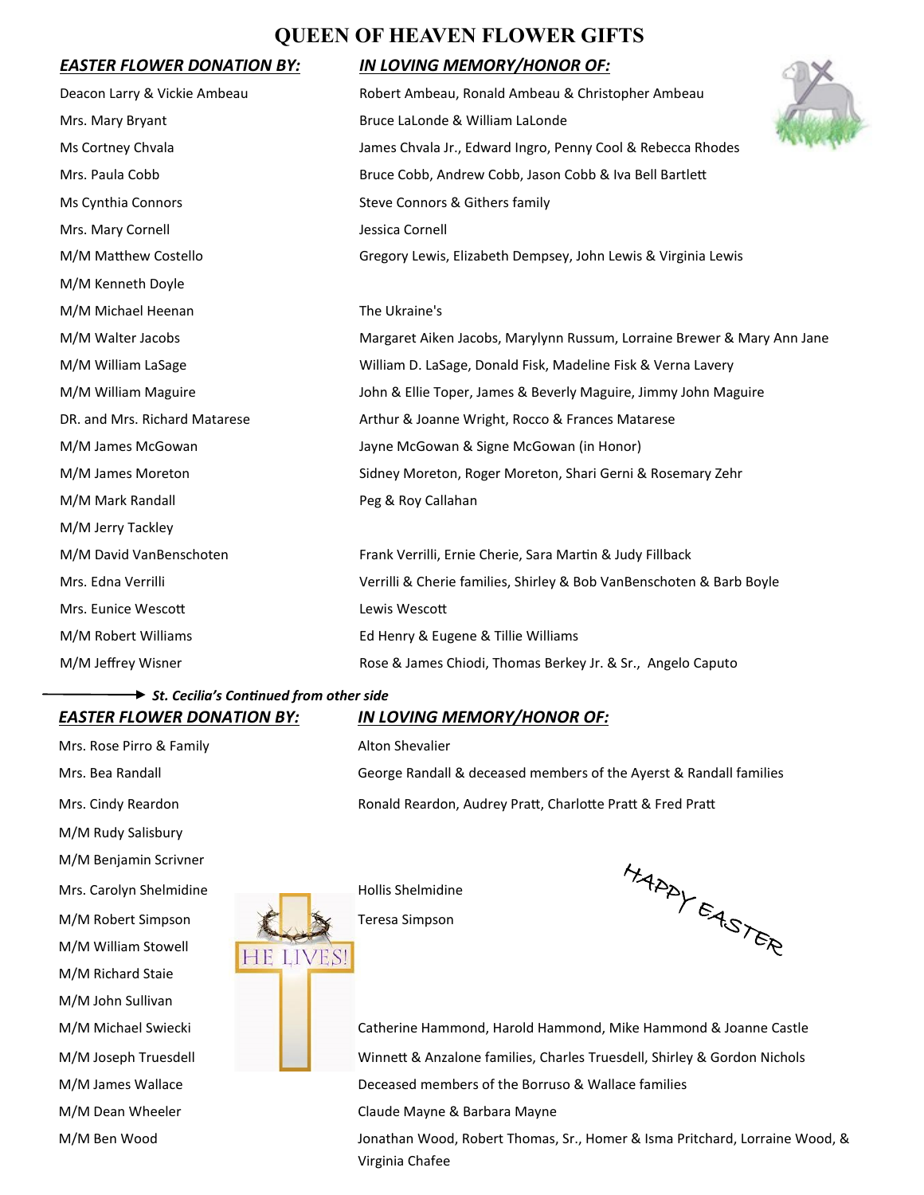# QUEEN OF HEAVEN FLOWER GIFTS

| ***EASTER FLOWER DONATION BY:*** | ***IN LOVING MEMORY/HONOR OF:*** |
|---|---|
| Deacon Larry & Vickie Ambeau | Robert Ambeau, Ronald Ambeau & Christopher Ambeau |
| Mrs. Mary Bryant | Bruce LaLonde & William LaLonde |
| Ms Cortney Chvala | James Chvala Jr., Edward Ingro, Penny Cool & Rebecca Rhodes |
| Mrs. Paula Cobb | Bruce Cobb, Andrew Cobb, Jason Cobb & Iva Bell Bartlett |
| Ms Cynthia Connors | Steve Connors & Githers family |
| Mrs. Mary Cornell | Jessica Cornell |
| M/M Matthew Costello | Gregory Lewis, Elizabeth Dempsey, John Lewis & Virginia Lewis |
| M/M Kenneth Doyle | |
| M/M Michael Heenan | The Ukraine's |
| M/M Walter Jacobs | Margaret Aiken Jacobs, Marylynn Russum, Lorraine Brewer & Mary Ann Jane |
| M/M William LaSage | William D. LaSage, Donald Fisk, Madeline Fisk & Verna Lavery |
| M/M William Maguire | John & Ellie Toper, James & Beverly Maguire, Jimmy John Maguire |
| DR. and Mrs. Richard Matarese | Arthur & Joanne Wright, Rocco & Frances Matarese |
| M/M James McGowan | Jayne McGowan & Signe McGowan (in Honor) |
| M/M James Moreton | Sidney Moreton, Roger Moreton, Shari Gerni & Rosemary Zehr |
| M/M Mark Randall | Peg & Roy Callahan |
| M/M Jerry Tackley | |
| M/M David VanBenschoten | Frank Verrilli, Ernie Cherie, Sara Martin & Judy Fillback |
| Mrs. Edna Verrilli | Verrilli & Cherie families, Shirley & Bob VanBenschoten & Barb Boyle |
| Mrs. Eunice Wescott | Lewis Wescott |
| M/M Robert Williams | Ed Henry & Eugene & Tillie Williams |
| M/M Jeffrey Wisner | Rose & James Chiodi, Thomas Berkey Jr. & Sr., Angelo Caputo |

***St. Cecilia's Continued from other side***

| ***EASTER FLOWER DONATION BY:*** | ***IN LOVING MEMORY/HONOR OF:*** |
|---|---|
| Mrs. Rose Pirro & Family | Alton Shevalier |
| Mrs. Bea Randall | George Randall & deceased members of the Ayerst & Randall families |
| Mrs. Cindy Reardon | Ronald Reardon, Audrey Pratt, Charlotte Pratt & Fred Pratt |
| M/M Rudy Salisbury | |
| M/M Benjamin Scrivner | |
| Mrs. Carolyn Shelmidine | Hollis Shelmidine |
| M/M Robert Simpson | Teresa Simpson |
| M/M William Stowell | |
| M/M Richard Staie | |
| M/M John Sullivan | |
| M/M Michael Swiecki | Catherine Hammond, Harold Hammond, Mike Hammond & Joanne Castle |
| M/M Joseph Truesdell | Winnett & Anzalone families, Charles Truesdell, Shirley & Gordon Nichols |
| M/M James Wallace | Deceased members of the Borruso & Wallace families |
| M/M Dean Wheeler | Claude Mayne & Barbara Mayne |
| M/M Ben Wood | Jonathan Wood, Robert Thomas, Sr., Homer & Isma Pritchard, Lorraine Wood, & Virginia Chafee |

HE LIVES!

HAPPY EASTER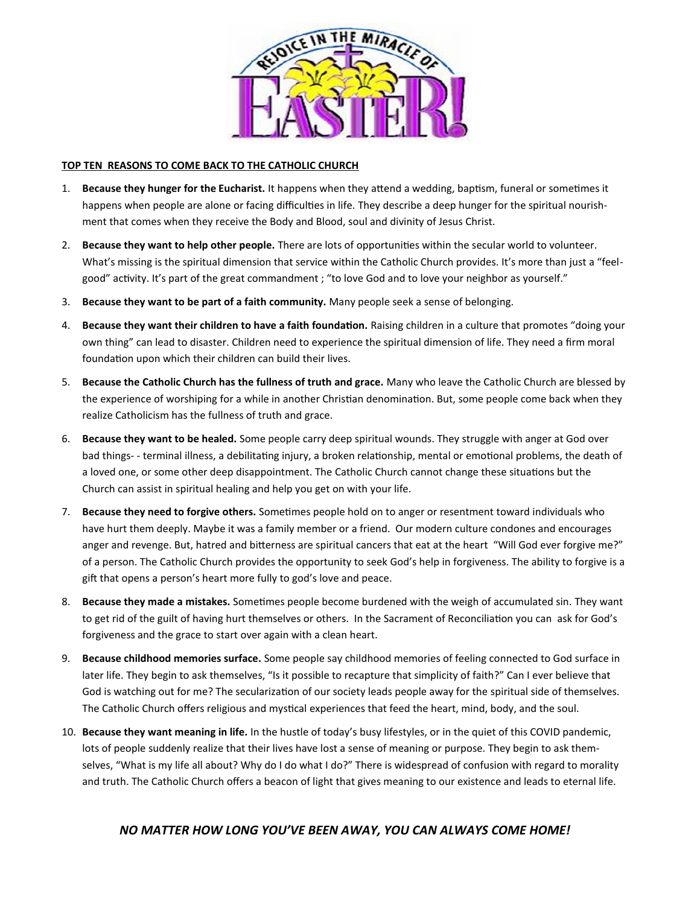REJOICE IN THE MIRACLE OF EASTER!

**TOP TEN REASONS TO COME BACK TO THE CATHOLIC CHURCH**

1. **Because they hunger for the Eucharist.** It happens when they attend a wedding, baptism, funeral or sometimes it happens when people are alone or facing difficulties in life. They describe a deep hunger for the spiritual nourishment that comes when they receive the Body and Blood, soul and divinity of Jesus Christ.
2. **Because they want to help other people.** There are lots of opportunities within the secular world to volunteer. What's missing is the spiritual dimension that service within the Catholic Church provides. It's more than just a "feel-good" activity. It's part of the great commandment ; "to love God and to love your neighbor as yourself."
3. **Because they want to be part of a faith community.** Many people seek a sense of belonging.
4. **Because they want their children to have a faith foundation.** Raising children in a culture that promotes "doing your own thing" can lead to disaster. Children need to experience the spiritual dimension of life. They need a firm moral foundation upon which their children can build their lives.
5. **Because the Catholic Church has the fullness of truth and grace.** Many who leave the Catholic Church are blessed by the experience of worshiping for a while in another Christian denomination. But, some people come back when they realize Catholicism has the fullness of truth and grace.
6. **Because they want to be healed.** Some people carry deep spiritual wounds. They struggle with anger at God over bad things- - terminal illness, a debilitating injury, a broken relationship, mental or emotional problems, the death of a loved one, or some other deep disappointment. The Catholic Church cannot change these situations but the Church can assist in spiritual healing and help you get on with your life.
7. **Because they need to forgive others.** Sometimes people hold on to anger or resentment toward individuals who have hurt them deeply. Maybe it was a family member or a friend. Our modern culture condones and encourages anger and revenge. But, hatred and bitterness are spiritual cancers that eat at the heart "Will God ever forgive me?" of a person. The Catholic Church provides the opportunity to seek God's help in forgiveness. The ability to forgive is a gift that opens a person's heart more fully to god's love and peace.
8. **Because they made a mistakes.** Sometimes people become burdened with the weigh of accumulated sin. They want to get rid of the guilt of having hurt themselves or others. In the Sacrament of Reconciliation you can ask for God's forgiveness and the grace to start over again with a clean heart.
9. **Because childhood memories surface.** Some people say childhood memories of feeling connected to God surface in later life. They begin to ask themselves, "Is it possible to recapture that simplicity of faith?" Can I ever believe that God is watching out for me? The secularization of our society leads people away for the spiritual side of themselves. The Catholic Church offers religious and mystical experiences that feed the heart, mind, body, and the soul.
10. **Because they want meaning in life.** In the hustle of today's busy lifestyles, or in the quiet of this COVID pandemic, lots of people suddenly realize that their lives have lost a sense of meaning or purpose. They begin to ask themselves, "What is my life all about? Why do I do what I do?" There is widespread of confusion with regard to morality and truth. The Catholic Church offers a beacon of light that gives meaning to our existence and leads to eternal life.

***NO MATTER HOW LONG YOU'VE BEEN AWAY, YOU CAN ALWAYS COME HOME!***